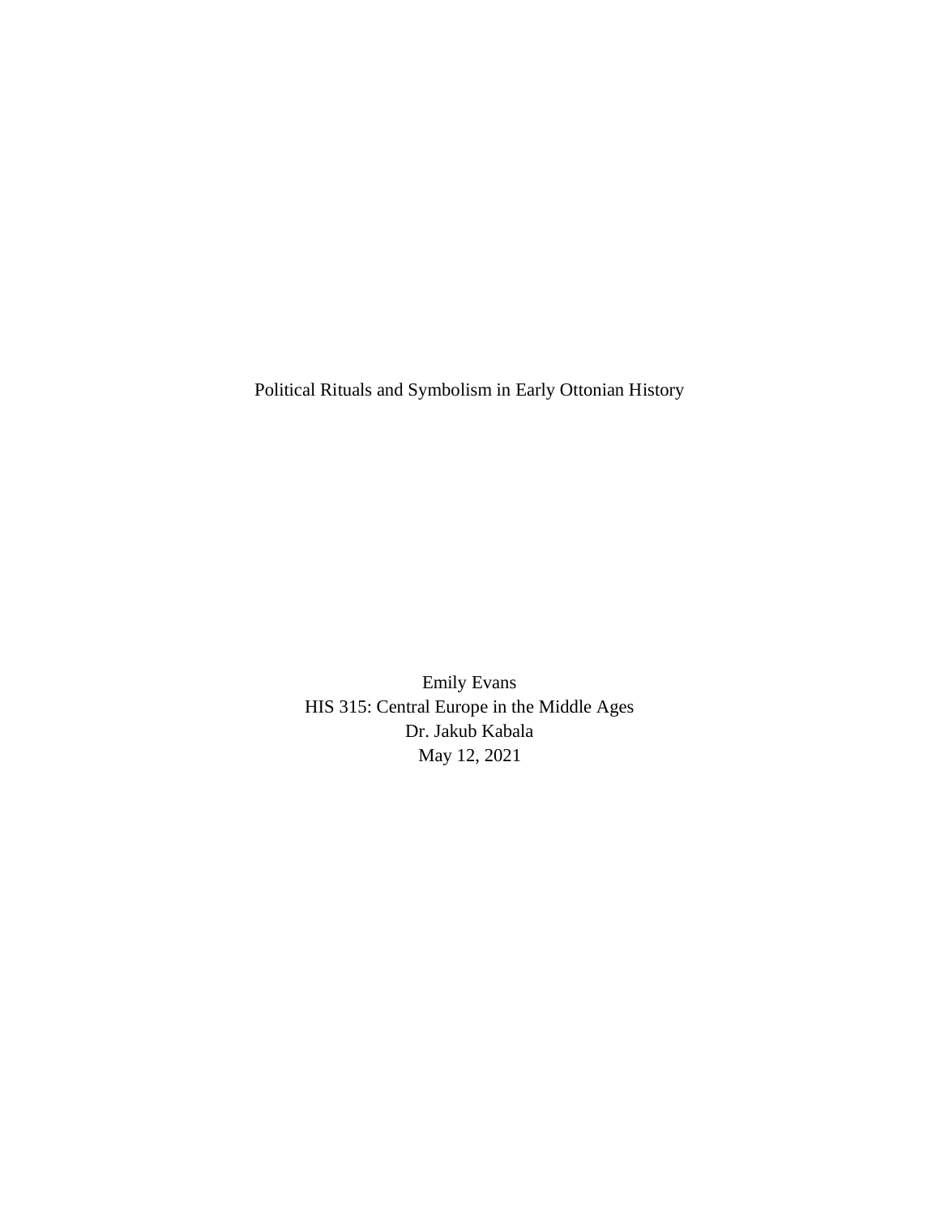# Political Rituals and Symbolism in Early Ottonian History

Emily Evans
HIS 315: Central Europe in the Middle Ages
Dr. Jakub Kabala
May 12, 2021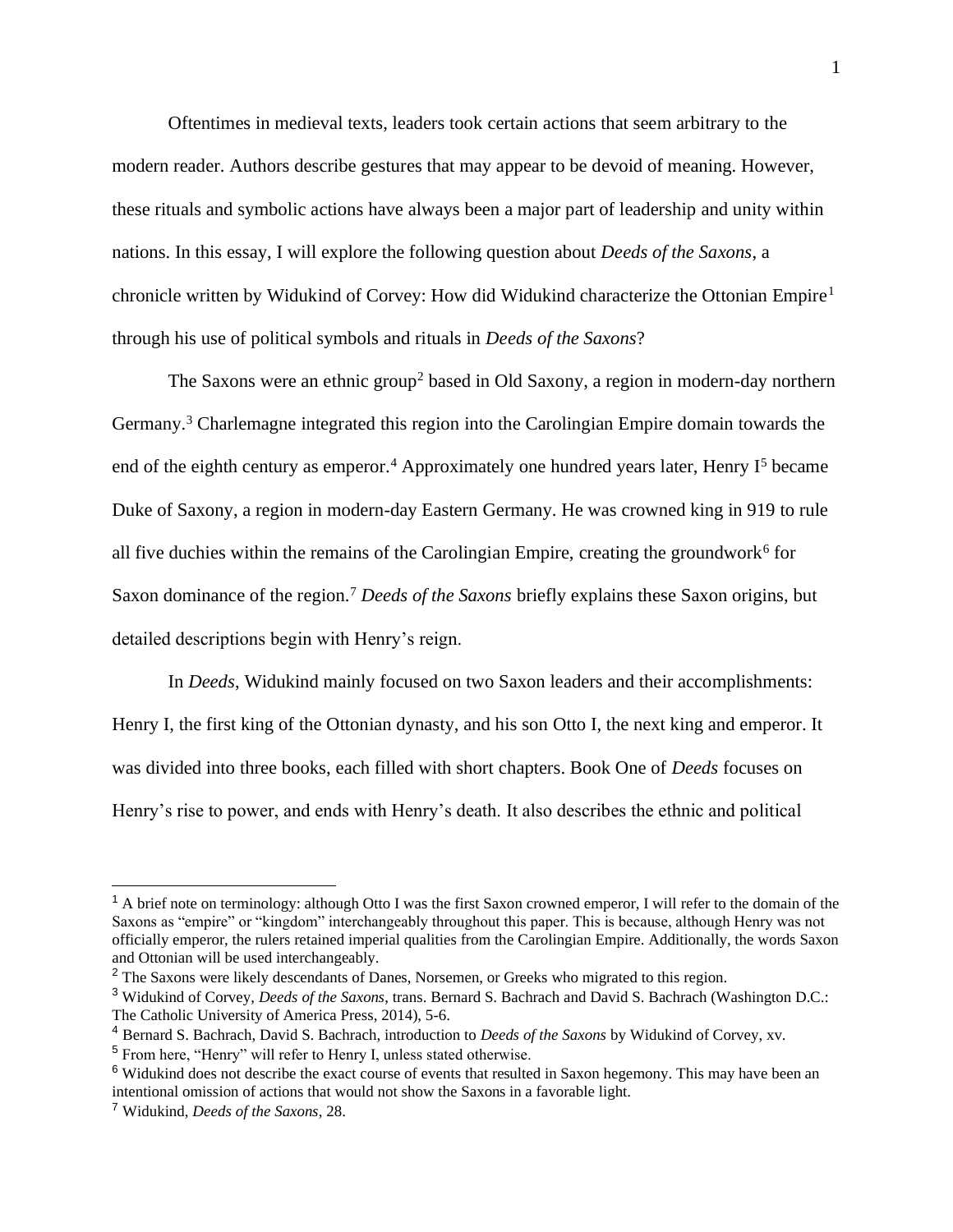Oftentimes in medieval texts, leaders took certain actions that seem arbitrary to the modern reader. Authors describe gestures that may appear to be devoid of meaning. However, these rituals and symbolic actions have always been a major part of leadership and unity within nations. In this essay, I will explore the following question about *Deeds of the Saxons*, a chronicle written by Widukind of Corvey: How did Widukind characterize the Ottonian Empire[1] through his use of political symbols and rituals in *Deeds of the Saxons*?

The Saxons were an ethnic group[2] based in Old Saxony, a region in modern-day northern Germany.[3] Charlemagne integrated this region into the Carolingian Empire domain towards the end of the eighth century as emperor.[4] Approximately one hundred years later, Henry I[5] became Duke of Saxony, a region in modern-day Eastern Germany. He was crowned king in 919 to rule all five duchies within the remains of the Carolingian Empire, creating the groundwork[6] for Saxon dominance of the region.[7] *Deeds of the Saxons* briefly explains these Saxon origins, but detailed descriptions begin with Henry's reign.

In *Deeds*, Widukind mainly focused on two Saxon leaders and their accomplishments: Henry I, the first king of the Ottonian dynasty, and his son Otto I, the next king and emperor. It was divided into three books, each filled with short chapters. Book One of *Deeds* focuses on Henry's rise to power, and ends with Henry's death. It also describes the ethnic and political

---

[1] A brief note on terminology: although Otto I was the first Saxon crowned emperor, I will refer to the domain of the Saxons as "empire" or "kingdom" interchangeably throughout this paper. This is because, although Henry was not officially emperor, the rulers retained imperial qualities from the Carolingian Empire. Additionally, the words Saxon and Ottonian will be used interchangeably.

[2] The Saxons were likely descendants of Danes, Norsemen, or Greeks who migrated to this region.

[3] Widukind of Corvey, *Deeds of the Saxons*, trans. Bernard S. Bachrach and David S. Bachrach (Washington D.C.: The Catholic University of America Press, 2014), 5-6.

[4] Bernard S. Bachrach, David S. Bachrach, introduction to *Deeds of the Saxons* by Widukind of Corvey, xv.

[5] From here, "Henry" will refer to Henry I, unless stated otherwise.

[6] Widukind does not describe the exact course of events that resulted in Saxon hegemony. This may have been an intentional omission of actions that would not show the Saxons in a favorable light.

[7] Widukind, *Deeds of the Saxons*, 28.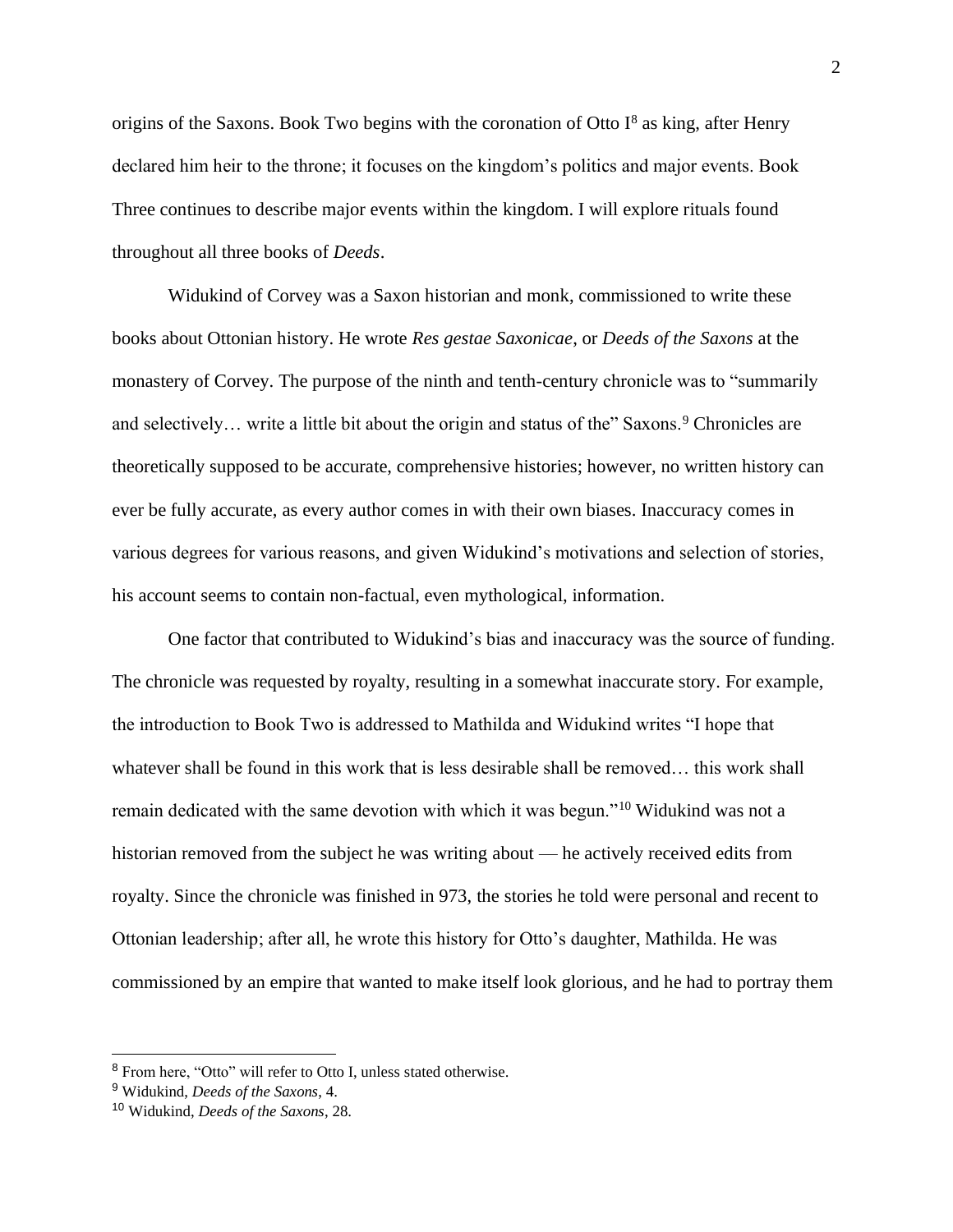origins of the Saxons. Book Two begins with the coronation of Otto I[8] as king, after Henry declared him heir to the throne; it focuses on the kingdom's politics and major events. Book Three continues to describe major events within the kingdom. I will explore rituals found throughout all three books of *Deeds*.

Widukind of Corvey was a Saxon historian and monk, commissioned to write these books about Ottonian history. He wrote *Res gestae Saxonicae*, or *Deeds of the Saxons* at the monastery of Corvey. The purpose of the ninth and tenth-century chronicle was to "summarily and selectively… write a little bit about the origin and status of the" Saxons.[9] Chronicles are theoretically supposed to be accurate, comprehensive histories; however, no written history can ever be fully accurate, as every author comes in with their own biases. Inaccuracy comes in various degrees for various reasons, and given Widukind's motivations and selection of stories, his account seems to contain non-factual, even mythological, information.

One factor that contributed to Widukind's bias and inaccuracy was the source of funding. The chronicle was requested by royalty, resulting in a somewhat inaccurate story. For example, the introduction to Book Two is addressed to Mathilda and Widukind writes "I hope that whatever shall be found in this work that is less desirable shall be removed… this work shall remain dedicated with the same devotion with which it was begun."[10] Widukind was not a historian removed from the subject he was writing about — he actively received edits from royalty. Since the chronicle was finished in 973, the stories he told were personal and recent to Ottonian leadership; after all, he wrote this history for Otto's daughter, Mathilda. He was commissioned by an empire that wanted to make itself look glorious, and he had to portray them

[8] From here, "Otto" will refer to Otto I, unless stated otherwise.

[9] Widukind, *Deeds of the Saxons*, 4.

[10] Widukind, *Deeds of the Saxons*, 28.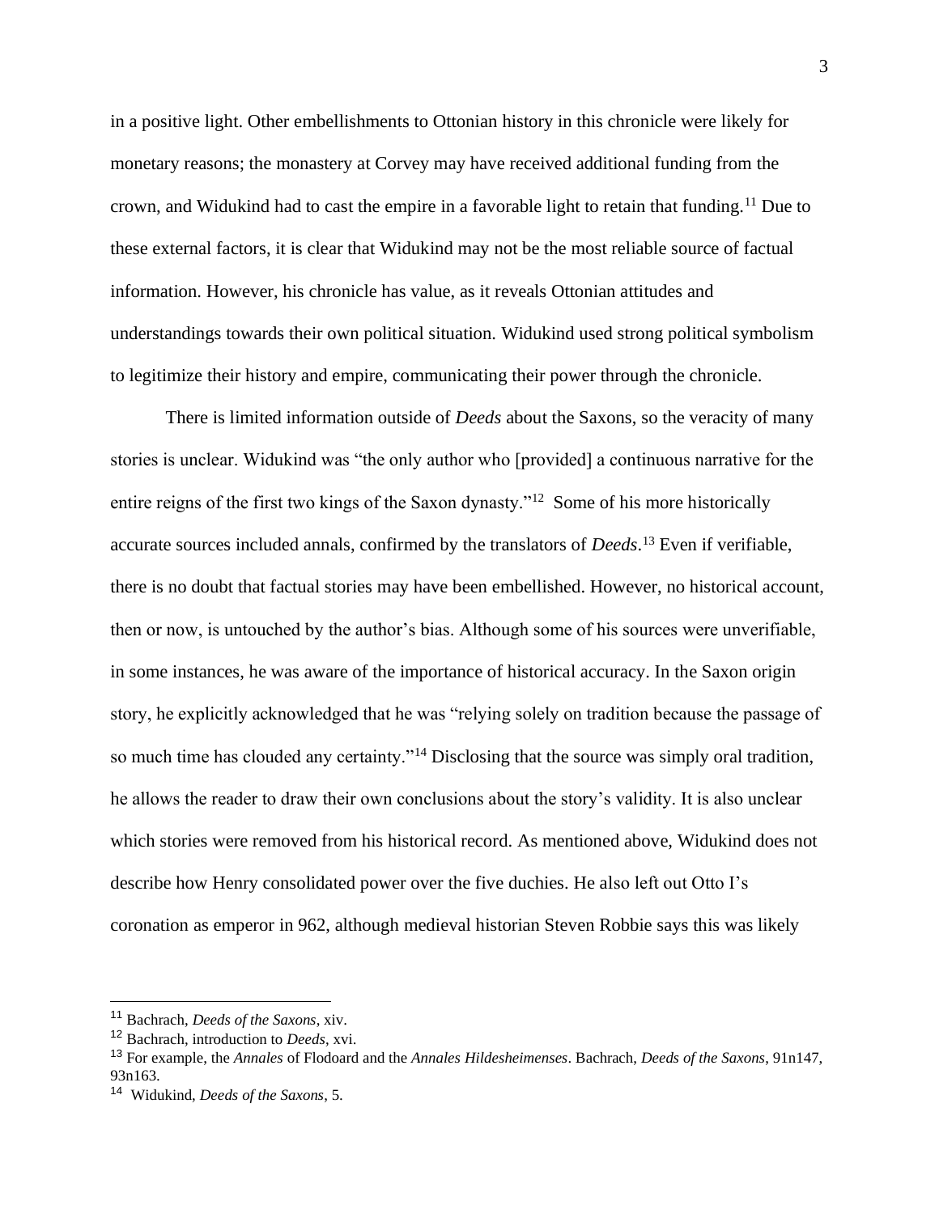in a positive light. Other embellishments to Ottonian history in this chronicle were likely for monetary reasons; the monastery at Corvey may have received additional funding from the crown, and Widukind had to cast the empire in a favorable light to retain that funding.[11] Due to these external factors, it is clear that Widukind may not be the most reliable source of factual information. However, his chronicle has value, as it reveals Ottonian attitudes and understandings towards their own political situation. Widukind used strong political symbolism to legitimize their history and empire, communicating their power through the chronicle.

There is limited information outside of *Deeds* about the Saxons, so the veracity of many stories is unclear. Widukind was "the only author who [provided] a continuous narrative for the entire reigns of the first two kings of the Saxon dynasty."[12] Some of his more historically accurate sources included annals, confirmed by the translators of *Deeds*.[13] Even if verifiable, there is no doubt that factual stories may have been embellished. However, no historical account, then or now, is untouched by the author's bias. Although some of his sources were unverifiable, in some instances, he was aware of the importance of historical accuracy. In the Saxon origin story, he explicitly acknowledged that he was "relying solely on tradition because the passage of so much time has clouded any certainty."[14] Disclosing that the source was simply oral tradition, he allows the reader to draw their own conclusions about the story's validity. It is also unclear which stories were removed from his historical record. As mentioned above, Widukind does not describe how Henry consolidated power over the five duchies. He also left out Otto I's coronation as emperor in 962, although medieval historian Steven Robbie says this was likely

---

[11] Bachrach, *Deeds of the Saxons*, xiv.

[12] Bachrach, introduction to *Deeds*, xvi.

[13] For example, the *Annales* of Flodoard and the *Annales Hildesheimenses*. Bachrach, *Deeds of the Saxons*, 91n147, 93n163.

[14] Widukind, *Deeds of the Saxons*, 5.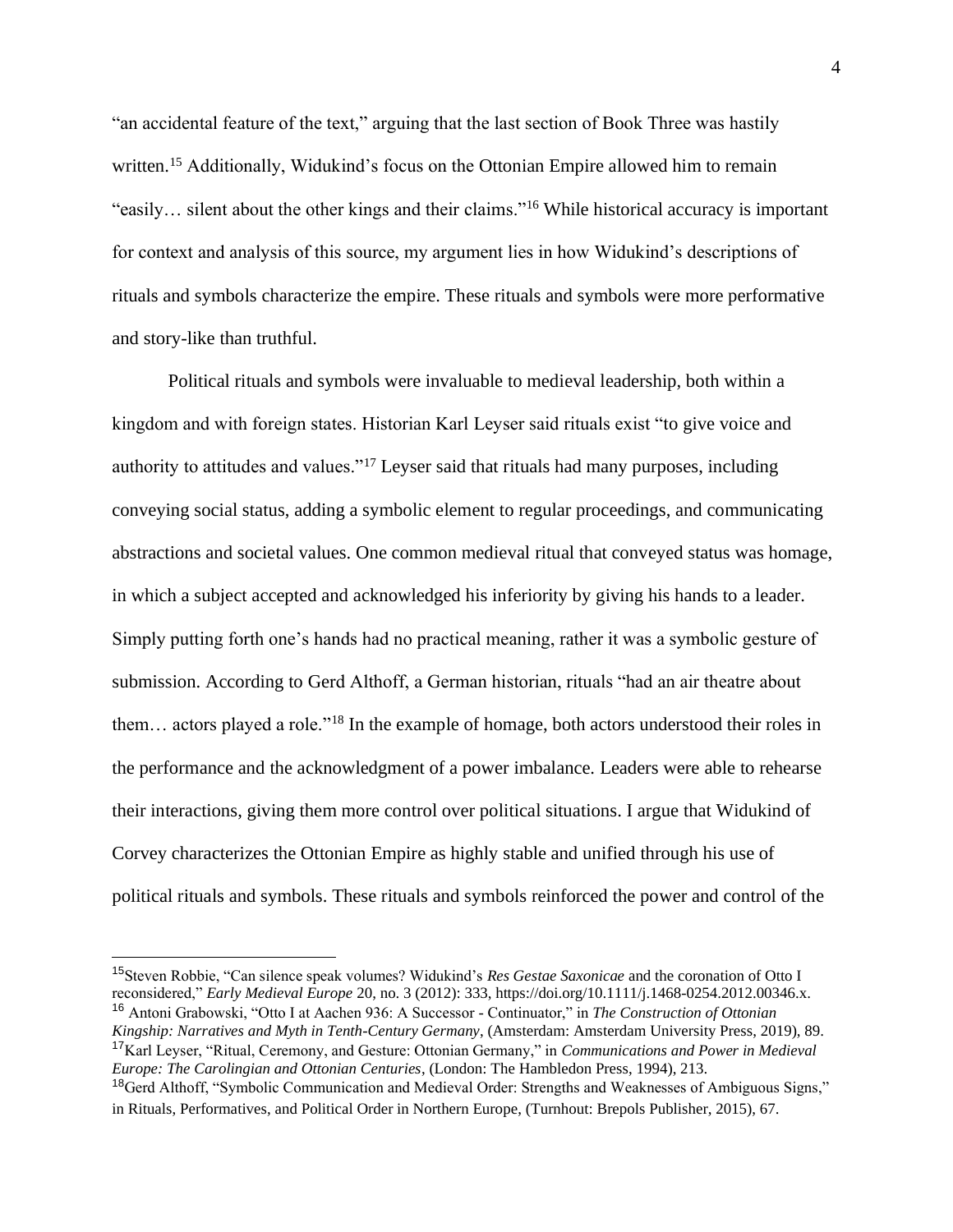"an accidental feature of the text," arguing that the last section of Book Three was hastily written.[15] Additionally, Widukind's focus on the Ottonian Empire allowed him to remain "easily… silent about the other kings and their claims."[16] While historical accuracy is important for context and analysis of this source, my argument lies in how Widukind's descriptions of rituals and symbols characterize the empire. These rituals and symbols were more performative and story-like than truthful.

Political rituals and symbols were invaluable to medieval leadership, both within a kingdom and with foreign states. Historian Karl Leyser said rituals exist "to give voice and authority to attitudes and values."[17] Leyser said that rituals had many purposes, including conveying social status, adding a symbolic element to regular proceedings, and communicating abstractions and societal values. One common medieval ritual that conveyed status was homage, in which a subject accepted and acknowledged his inferiority by giving his hands to a leader. Simply putting forth one's hands had no practical meaning, rather it was a symbolic gesture of submission. According to Gerd Althoff, a German historian, rituals "had an air theatre about them… actors played a role."[18] In the example of homage, both actors understood their roles in the performance and the acknowledgment of a power imbalance. Leaders were able to rehearse their interactions, giving them more control over political situations. I argue that Widukind of Corvey characterizes the Ottonian Empire as highly stable and unified through his use of political rituals and symbols. These rituals and symbols reinforced the power and control of the

---

[15] Steven Robbie, "Can silence speak volumes? Widukind's *Res Gestae Saxonicae* and the coronation of Otto I reconsidered," *Early Medieval Europe* 20, no. 3 (2012): 333, https://doi.org/10.1111/j.1468-0254.2012.00346.x.

[16] Antoni Grabowski, "Otto I at Aachen 936: A Successor - Continuator," in *The Construction of Ottonian Kingship: Narratives and Myth in Tenth-Century Germany*, (Amsterdam: Amsterdam University Press, 2019), 89.

[17] Karl Leyser, "Ritual, Ceremony, and Gesture: Ottonian Germany," in *Communications and Power in Medieval Europe: The Carolingian and Ottonian Centuries*, (London: The Hambledon Press, 1994), 213.

[18] Gerd Althoff, "Symbolic Communication and Medieval Order: Strengths and Weaknesses of Ambiguous Signs," in Rituals, Performatives, and Political Order in Northern Europe, (Turnhout: Brepols Publisher, 2015), 67.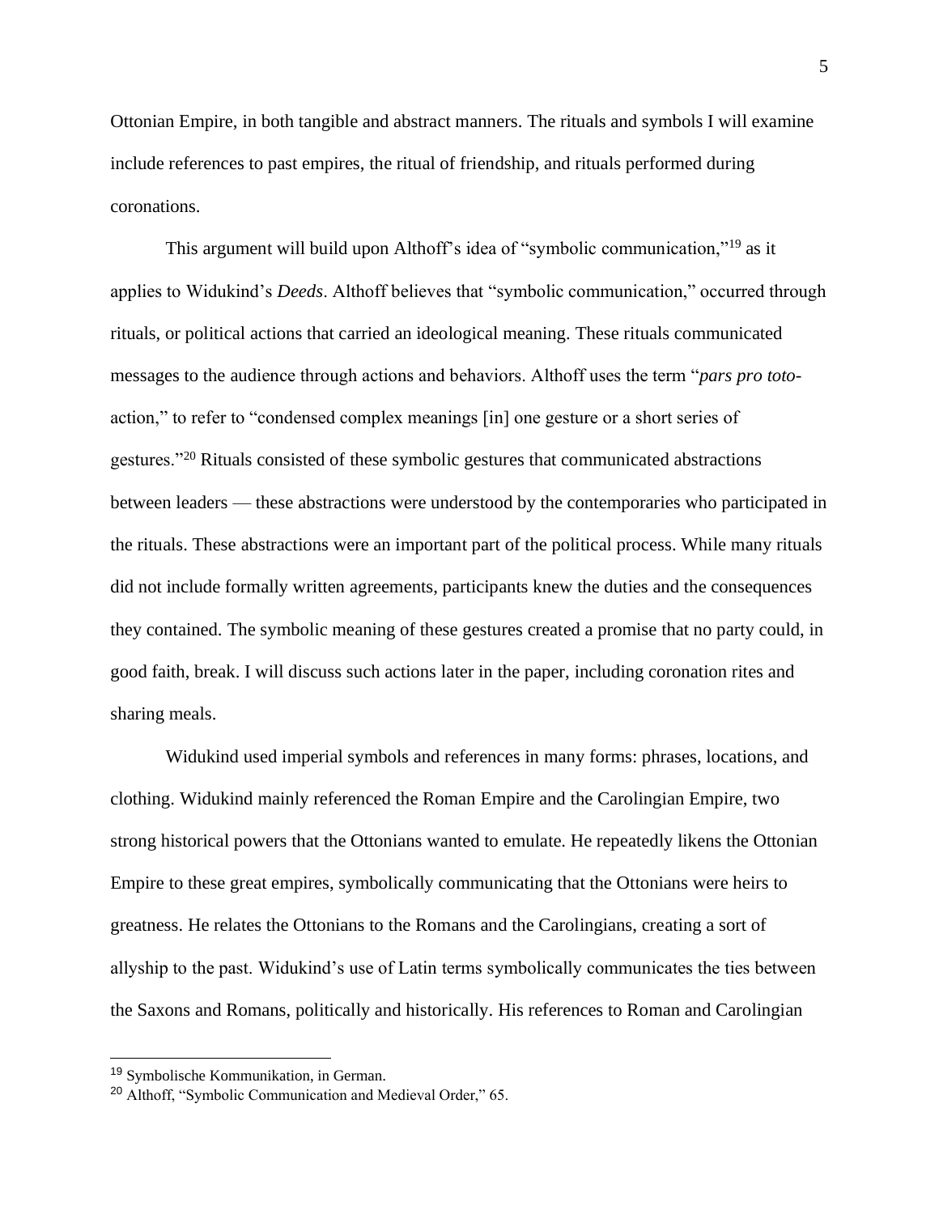Ottonian Empire, in both tangible and abstract manners. The rituals and symbols I will examine include references to past empires, the ritual of friendship, and rituals performed during coronations.

This argument will build upon Althoff's idea of "symbolic communication,"[19] as it applies to Widukind's *Deeds*. Althoff believes that "symbolic communication," occurred through rituals, or political actions that carried an ideological meaning. These rituals communicated messages to the audience through actions and behaviors. Althoff uses the term "*pars pro toto*-action," to refer to "condensed complex meanings [in] one gesture or a short series of gestures."[20] Rituals consisted of these symbolic gestures that communicated abstractions between leaders — these abstractions were understood by the contemporaries who participated in the rituals. These abstractions were an important part of the political process. While many rituals did not include formally written agreements, participants knew the duties and the consequences they contained. The symbolic meaning of these gestures created a promise that no party could, in good faith, break. I will discuss such actions later in the paper, including coronation rites and sharing meals.

Widukind used imperial symbols and references in many forms: phrases, locations, and clothing. Widukind mainly referenced the Roman Empire and the Carolingian Empire, two strong historical powers that the Ottonians wanted to emulate. He repeatedly likens the Ottonian Empire to these great empires, symbolically communicating that the Ottonians were heirs to greatness. He relates the Ottonians to the Romans and the Carolingians, creating a sort of allyship to the past. Widukind's use of Latin terms symbolically communicates the ties between the Saxons and Romans, politically and historically. His references to Roman and Carolingian

---

[19] Symbolische Kommunikation, in German.

[20] Althoff, "Symbolic Communication and Medieval Order," 65.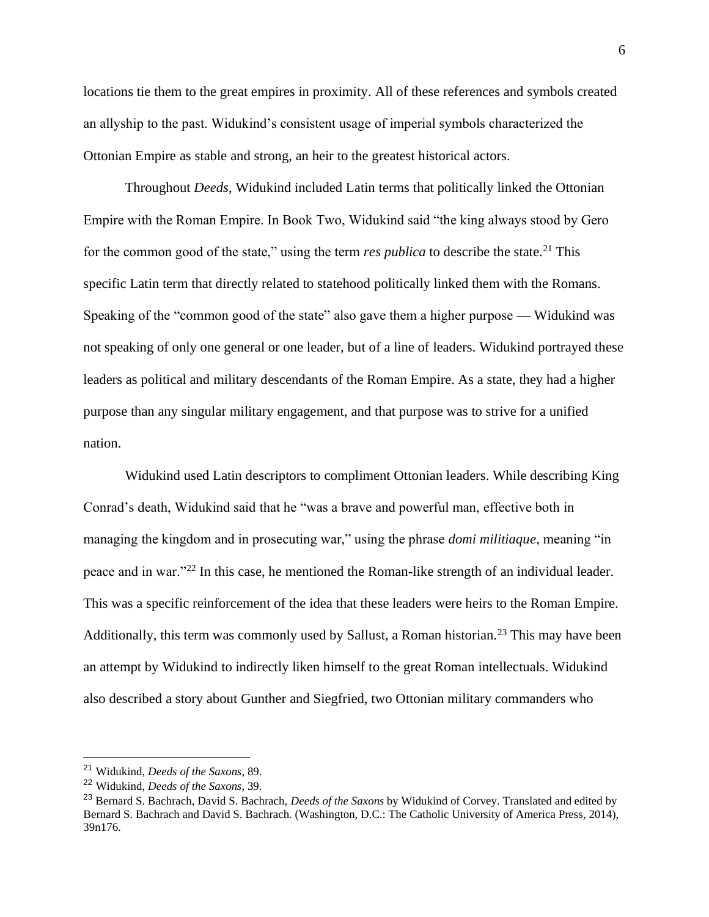locations tie them to the great empires in proximity. All of these references and symbols created an allyship to the past. Widukind's consistent usage of imperial symbols characterized the Ottonian Empire as stable and strong, an heir to the greatest historical actors.

Throughout *Deeds*, Widukind included Latin terms that politically linked the Ottonian Empire with the Roman Empire. In Book Two, Widukind said "the king always stood by Gero for the common good of the state," using the term *res publica* to describe the state.[21] This specific Latin term that directly related to statehood politically linked them with the Romans. Speaking of the "common good of the state" also gave them a higher purpose — Widukind was not speaking of only one general or one leader, but of a line of leaders. Widukind portrayed these leaders as political and military descendants of the Roman Empire. As a state, they had a higher purpose than any singular military engagement, and that purpose was to strive for a unified nation.

Widukind used Latin descriptors to compliment Ottonian leaders. While describing King Conrad's death, Widukind said that he "was a brave and powerful man, effective both in managing the kingdom and in prosecuting war," using the phrase *domi militiaque*, meaning "in peace and in war."[22] In this case, he mentioned the Roman-like strength of an individual leader. This was a specific reinforcement of the idea that these leaders were heirs to the Roman Empire. Additionally, this term was commonly used by Sallust, a Roman historian.[23] This may have been an attempt by Widukind to indirectly liken himself to the great Roman intellectuals. Widukind also described a story about Gunther and Siegfried, two Ottonian military commanders who

---

[21] Widukind, *Deeds of the Saxons*, 89.

[22] Widukind, *Deeds of the Saxons*, 39.

[23] Bernard S. Bachrach, David S. Bachrach, *Deeds of the Saxons* by Widukind of Corvey. Translated and edited by Bernard S. Bachrach and David S. Bachrach. (Washington, D.C.: The Catholic University of America Press, 2014), 39n176.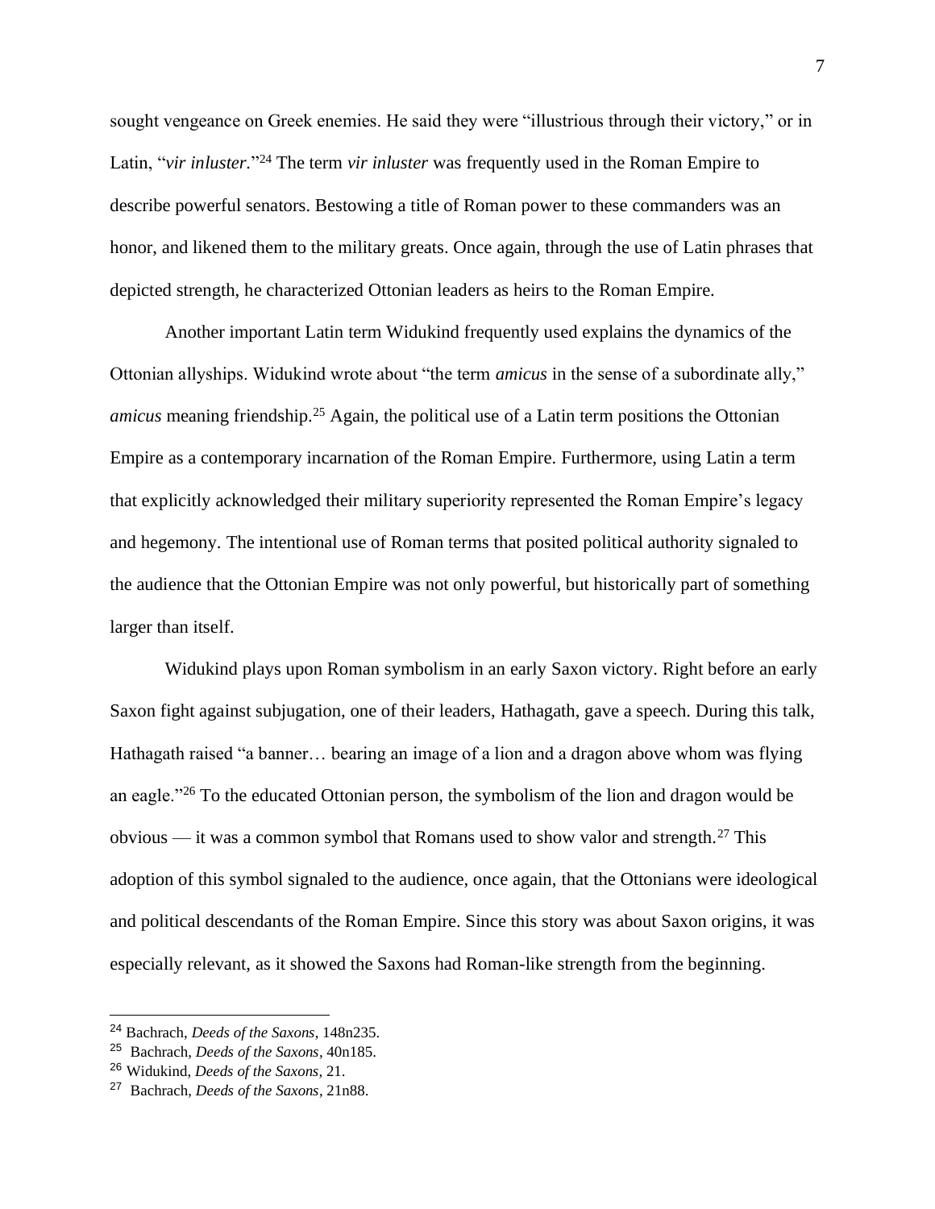sought vengeance on Greek enemies. He said they were "illustrious through their victory," or in Latin, "*vir inluster*."[24] The term *vir inluster* was frequently used in the Roman Empire to describe powerful senators. Bestowing a title of Roman power to these commanders was an honor, and likened them to the military greats. Once again, through the use of Latin phrases that depicted strength, he characterized Ottonian leaders as heirs to the Roman Empire.

Another important Latin term Widukind frequently used explains the dynamics of the Ottonian allyships. Widukind wrote about "the term *amicus* in the sense of a subordinate ally," *amicus* meaning friendship.[25] Again, the political use of a Latin term positions the Ottonian Empire as a contemporary incarnation of the Roman Empire. Furthermore, using Latin a term that explicitly acknowledged their military superiority represented the Roman Empire's legacy and hegemony. The intentional use of Roman terms that posited political authority signaled to the audience that the Ottonian Empire was not only powerful, but historically part of something larger than itself.

Widukind plays upon Roman symbolism in an early Saxon victory. Right before an early Saxon fight against subjugation, one of their leaders, Hathagath, gave a speech. During this talk, Hathagath raised "a banner… bearing an image of a lion and a dragon above whom was flying an eagle."[26] To the educated Ottonian person, the symbolism of the lion and dragon would be obvious — it was a common symbol that Romans used to show valor and strength.[27] This adoption of this symbol signaled to the audience, once again, that the Ottonians were ideological and political descendants of the Roman Empire. Since this story was about Saxon origins, it was especially relevant, as it showed the Saxons had Roman-like strength from the beginning.

---

[24] Bachrach, *Deeds of the Saxons*, 148n235.

[25] Bachrach, *Deeds of the Saxons*, 40n185.

[26] Widukind, *Deeds of the Saxons*, 21.

[27] Bachrach, *Deeds of the Saxons*, 21n88.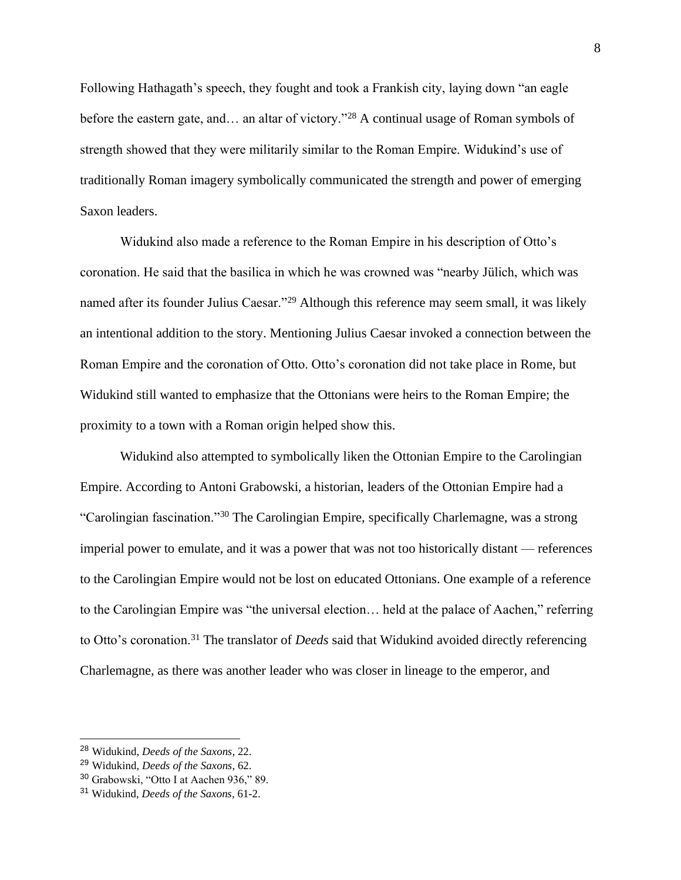Following Hathagath's speech, they fought and took a Frankish city, laying down "an eagle before the eastern gate, and… an altar of victory."[28] A continual usage of Roman symbols of strength showed that they were militarily similar to the Roman Empire. Widukind's use of traditionally Roman imagery symbolically communicated the strength and power of emerging Saxon leaders.

Widukind also made a reference to the Roman Empire in his description of Otto's coronation. He said that the basilica in which he was crowned was "nearby Jülich, which was named after its founder Julius Caesar."[29] Although this reference may seem small, it was likely an intentional addition to the story. Mentioning Julius Caesar invoked a connection between the Roman Empire and the coronation of Otto. Otto's coronation did not take place in Rome, but Widukind still wanted to emphasize that the Ottonians were heirs to the Roman Empire; the proximity to a town with a Roman origin helped show this.

Widukind also attempted to symbolically liken the Ottonian Empire to the Carolingian Empire. According to Antoni Grabowski, a historian, leaders of the Ottonian Empire had a "Carolingian fascination."[30] The Carolingian Empire, specifically Charlemagne, was a strong imperial power to emulate, and it was a power that was not too historically distant — references to the Carolingian Empire would not be lost on educated Ottonians. One example of a reference to the Carolingian Empire was "the universal election… held at the palace of Aachen," referring to Otto's coronation.[31] The translator of *Deeds* said that Widukind avoided directly referencing Charlemagne, as there was another leader who was closer in lineage to the emperor, and

---

[28] Widukind, *Deeds of the Saxons*, 22.

[29] Widukind, *Deeds of the Saxons*, 62.

[30] Grabowski, "Otto I at Aachen 936," 89.

[31] Widukind, *Deeds of the Saxons*, 61-2.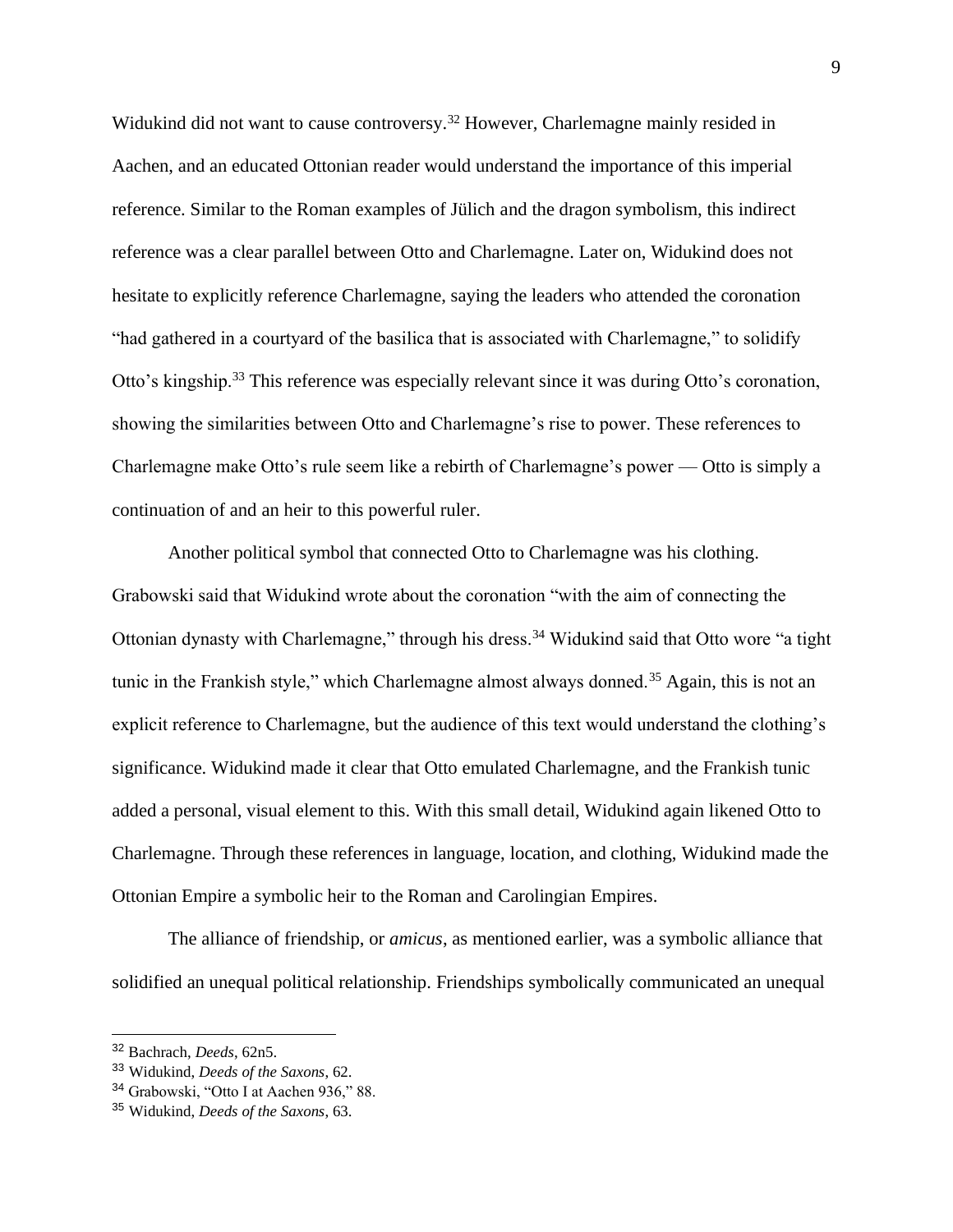Widukind did not want to cause controversy.[32] However, Charlemagne mainly resided in Aachen, and an educated Ottonian reader would understand the importance of this imperial reference. Similar to the Roman examples of Jülich and the dragon symbolism, this indirect reference was a clear parallel between Otto and Charlemagne. Later on, Widukind does not hesitate to explicitly reference Charlemagne, saying the leaders who attended the coronation "had gathered in a courtyard of the basilica that is associated with Charlemagne," to solidify Otto's kingship.[33] This reference was especially relevant since it was during Otto's coronation, showing the similarities between Otto and Charlemagne's rise to power. These references to Charlemagne make Otto's rule seem like a rebirth of Charlemagne's power — Otto is simply a continuation of and an heir to this powerful ruler.

Another political symbol that connected Otto to Charlemagne was his clothing. Grabowski said that Widukind wrote about the coronation "with the aim of connecting the Ottonian dynasty with Charlemagne," through his dress.[34] Widukind said that Otto wore "a tight tunic in the Frankish style," which Charlemagne almost always donned.[35] Again, this is not an explicit reference to Charlemagne, but the audience of this text would understand the clothing's significance. Widukind made it clear that Otto emulated Charlemagne, and the Frankish tunic added a personal, visual element to this. With this small detail, Widukind again likened Otto to Charlemagne. Through these references in language, location, and clothing, Widukind made the Ottonian Empire a symbolic heir to the Roman and Carolingian Empires.

The alliance of friendship, or *amicus*, as mentioned earlier, was a symbolic alliance that solidified an unequal political relationship. Friendships symbolically communicated an unequal

---

[32] Bachrach, *Deeds*, 62n5.

[33] Widukind, *Deeds of the Saxons*, 62.

[34] Grabowski, "Otto I at Aachen 936," 88.

[35] Widukind, *Deeds of the Saxons*, 63.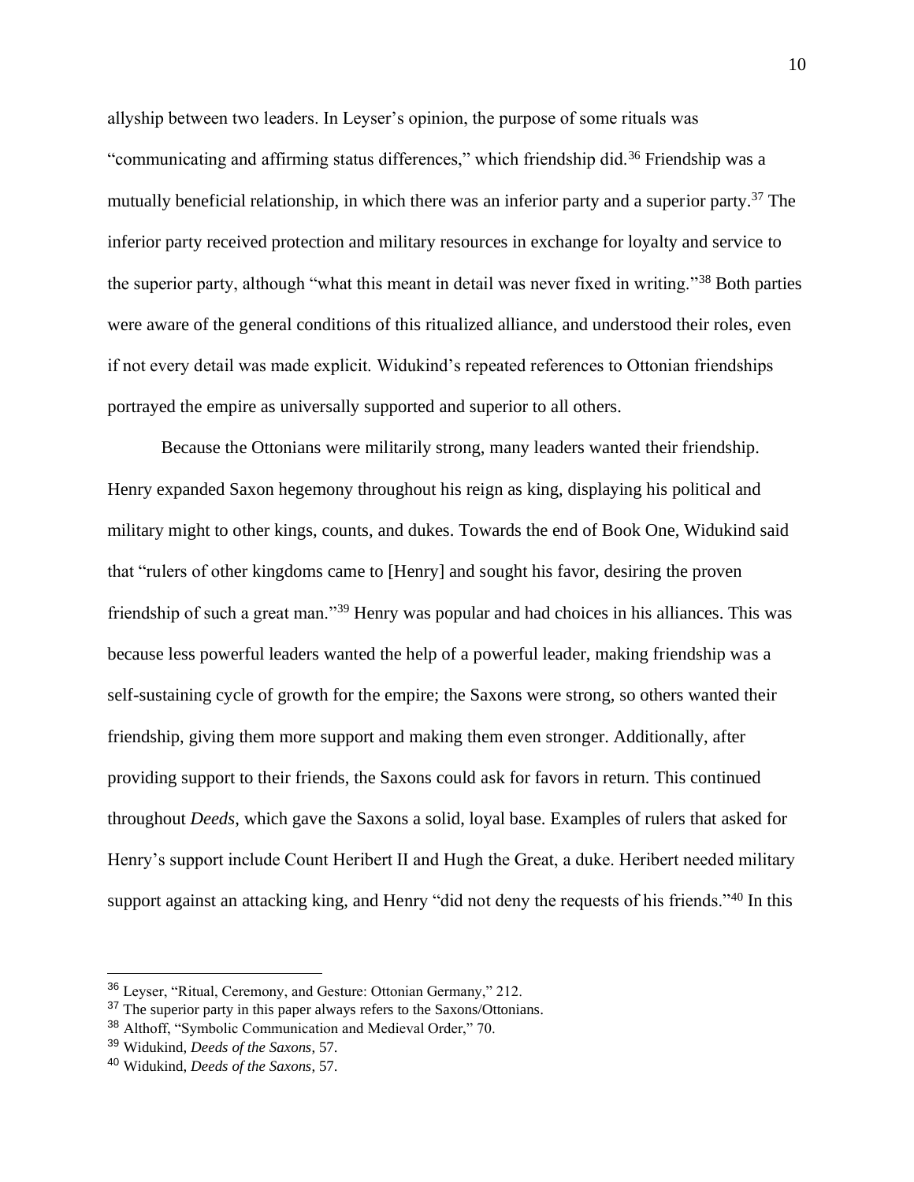allyship between two leaders. In Leyser's opinion, the purpose of some rituals was "communicating and affirming status differences," which friendship did.[36] Friendship was a mutually beneficial relationship, in which there was an inferior party and a superior party.[37] The inferior party received protection and military resources in exchange for loyalty and service to the superior party, although "what this meant in detail was never fixed in writing."[38] Both parties were aware of the general conditions of this ritualized alliance, and understood their roles, even if not every detail was made explicit. Widukind's repeated references to Ottonian friendships portrayed the empire as universally supported and superior to all others.

Because the Ottonians were militarily strong, many leaders wanted their friendship. Henry expanded Saxon hegemony throughout his reign as king, displaying his political and military might to other kings, counts, and dukes. Towards the end of Book One, Widukind said that "rulers of other kingdoms came to [Henry] and sought his favor, desiring the proven friendship of such a great man."[39] Henry was popular and had choices in his alliances. This was because less powerful leaders wanted the help of a powerful leader, making friendship was a self-sustaining cycle of growth for the empire; the Saxons were strong, so others wanted their friendship, giving them more support and making them even stronger. Additionally, after providing support to their friends, the Saxons could ask for favors in return. This continued throughout *Deeds*, which gave the Saxons a solid, loyal base. Examples of rulers that asked for Henry's support include Count Heribert II and Hugh the Great, a duke. Heribert needed military support against an attacking king, and Henry "did not deny the requests of his friends."[40] In this

---

[36] Leyser, "Ritual, Ceremony, and Gesture: Ottonian Germany," 212.

[37] The superior party in this paper always refers to the Saxons/Ottonians.

[38] Althoff, "Symbolic Communication and Medieval Order," 70.

[39] Widukind, *Deeds of the Saxons*, 57.

[40] Widukind, *Deeds of the Saxons*, 57.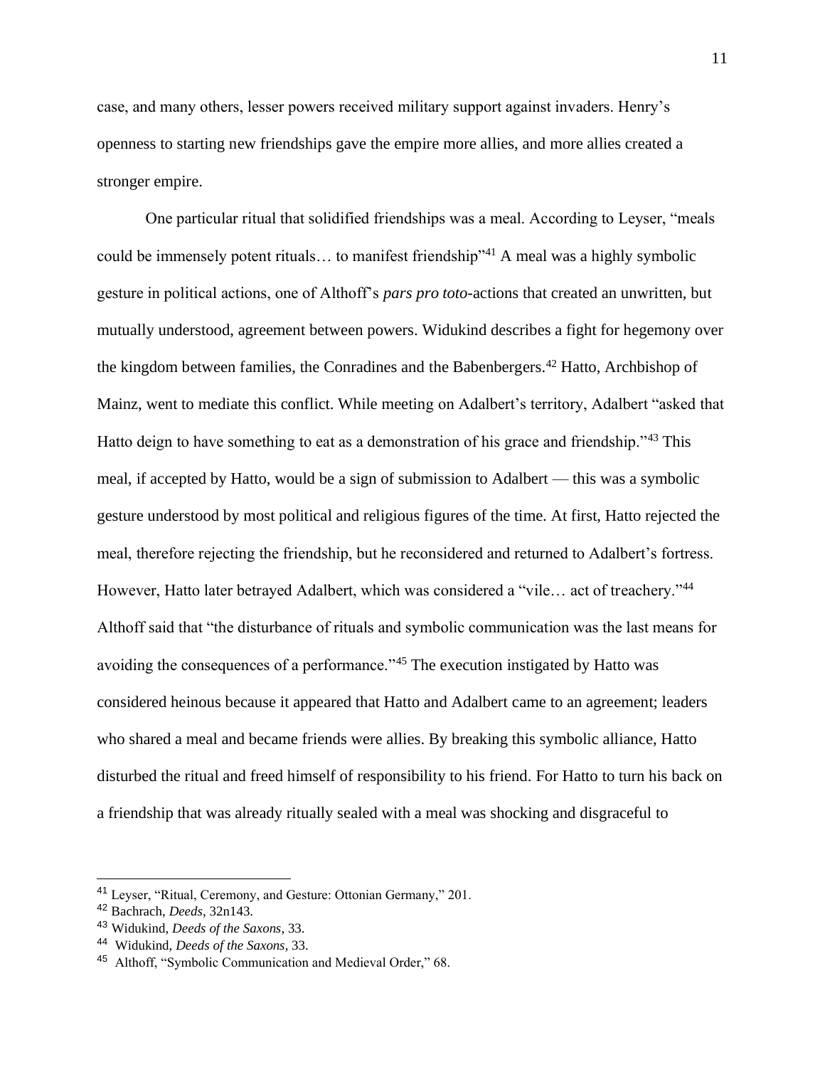case, and many others, lesser powers received military support against invaders. Henry's openness to starting new friendships gave the empire more allies, and more allies created a stronger empire.

One particular ritual that solidified friendships was a meal. According to Leyser, "meals could be immensely potent rituals… to manifest friendship"[41] A meal was a highly symbolic gesture in political actions, one of Althoff's *pars pro toto*-actions that created an unwritten, but mutually understood, agreement between powers. Widukind describes a fight for hegemony over the kingdom between families, the Conradines and the Babenbergers.[42] Hatto, Archbishop of Mainz, went to mediate this conflict. While meeting on Adalbert's territory, Adalbert "asked that Hatto deign to have something to eat as a demonstration of his grace and friendship."[43] This meal, if accepted by Hatto, would be a sign of submission to Adalbert — this was a symbolic gesture understood by most political and religious figures of the time. At first, Hatto rejected the meal, therefore rejecting the friendship, but he reconsidered and returned to Adalbert's fortress. However, Hatto later betrayed Adalbert, which was considered a "vile… act of treachery."[44] Althoff said that "the disturbance of rituals and symbolic communication was the last means for avoiding the consequences of a performance."[45] The execution instigated by Hatto was considered heinous because it appeared that Hatto and Adalbert came to an agreement; leaders who shared a meal and became friends were allies. By breaking this symbolic alliance, Hatto disturbed the ritual and freed himself of responsibility to his friend. For Hatto to turn his back on a friendship that was already ritually sealed with a meal was shocking and disgraceful to

---

[41] Leyser, "Ritual, Ceremony, and Gesture: Ottonian Germany," 201.

[42] Bachrach, *Deeds*, 32n143.

[43] Widukind, *Deeds of the Saxons*, 33.

[44] Widukind, *Deeds of the Saxons*, 33.

[45] Althoff, "Symbolic Communication and Medieval Order," 68.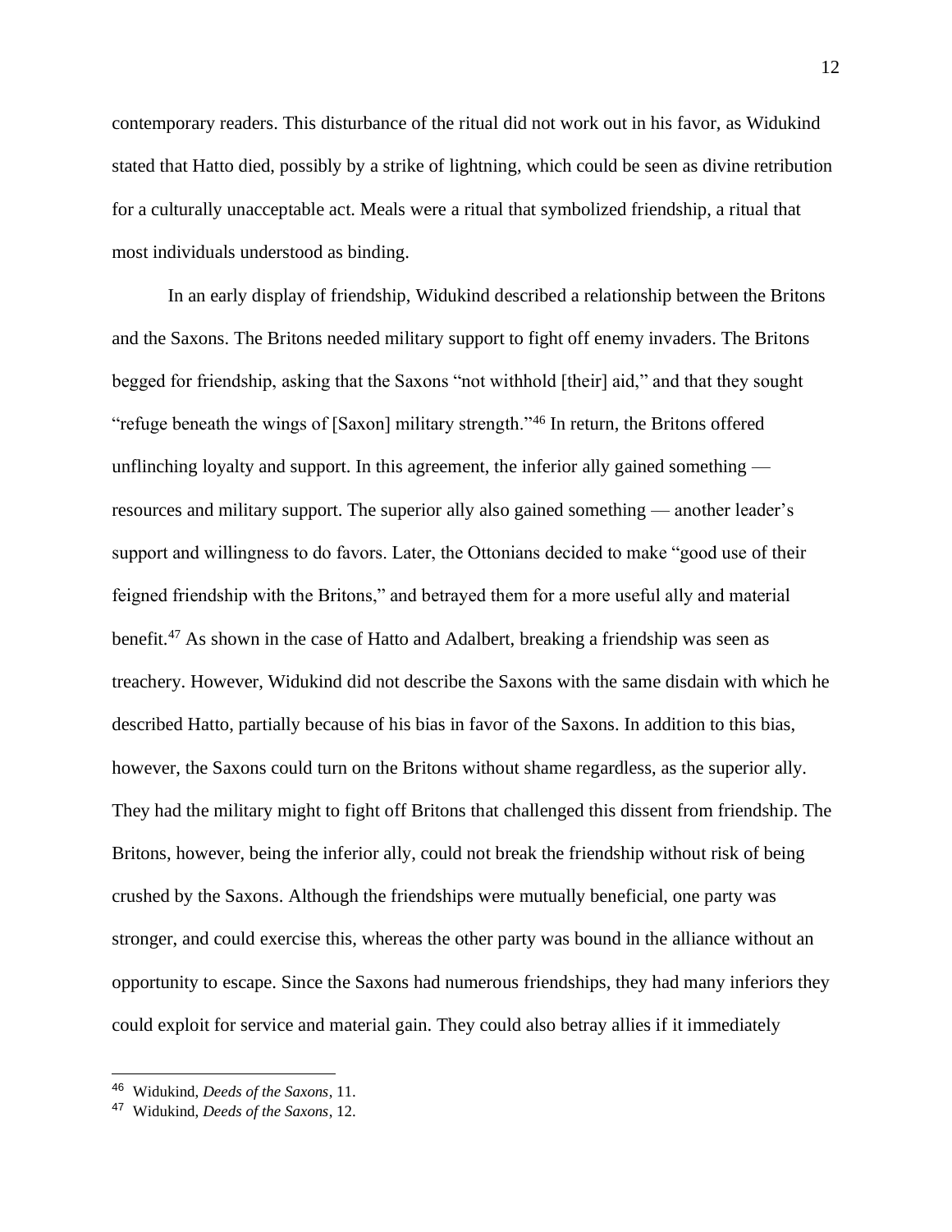contemporary readers. This disturbance of the ritual did not work out in his favor, as Widukind stated that Hatto died, possibly by a strike of lightning, which could be seen as divine retribution for a culturally unacceptable act. Meals were a ritual that symbolized friendship, a ritual that most individuals understood as binding.

In an early display of friendship, Widukind described a relationship between the Britons and the Saxons. The Britons needed military support to fight off enemy invaders. The Britons begged for friendship, asking that the Saxons "not withhold [their] aid," and that they sought "refuge beneath the wings of [Saxon] military strength."[46] In return, the Britons offered unflinching loyalty and support. In this agreement, the inferior ally gained something — resources and military support. The superior ally also gained something — another leader's support and willingness to do favors. Later, the Ottonians decided to make "good use of their feigned friendship with the Britons," and betrayed them for a more useful ally and material benefit.[47] As shown in the case of Hatto and Adalbert, breaking a friendship was seen as treachery. However, Widukind did not describe the Saxons with the same disdain with which he described Hatto, partially because of his bias in favor of the Saxons. In addition to this bias, however, the Saxons could turn on the Britons without shame regardless, as the superior ally. They had the military might to fight off Britons that challenged this dissent from friendship. The Britons, however, being the inferior ally, could not break the friendship without risk of being crushed by the Saxons. Although the friendships were mutually beneficial, one party was stronger, and could exercise this, whereas the other party was bound in the alliance without an opportunity to escape. Since the Saxons had numerous friendships, they had many inferiors they could exploit for service and material gain. They could also betray allies if it immediately

---

[46] Widukind, *Deeds of the Saxons*, 11.

[47] Widukind, *Deeds of the Saxons*, 12.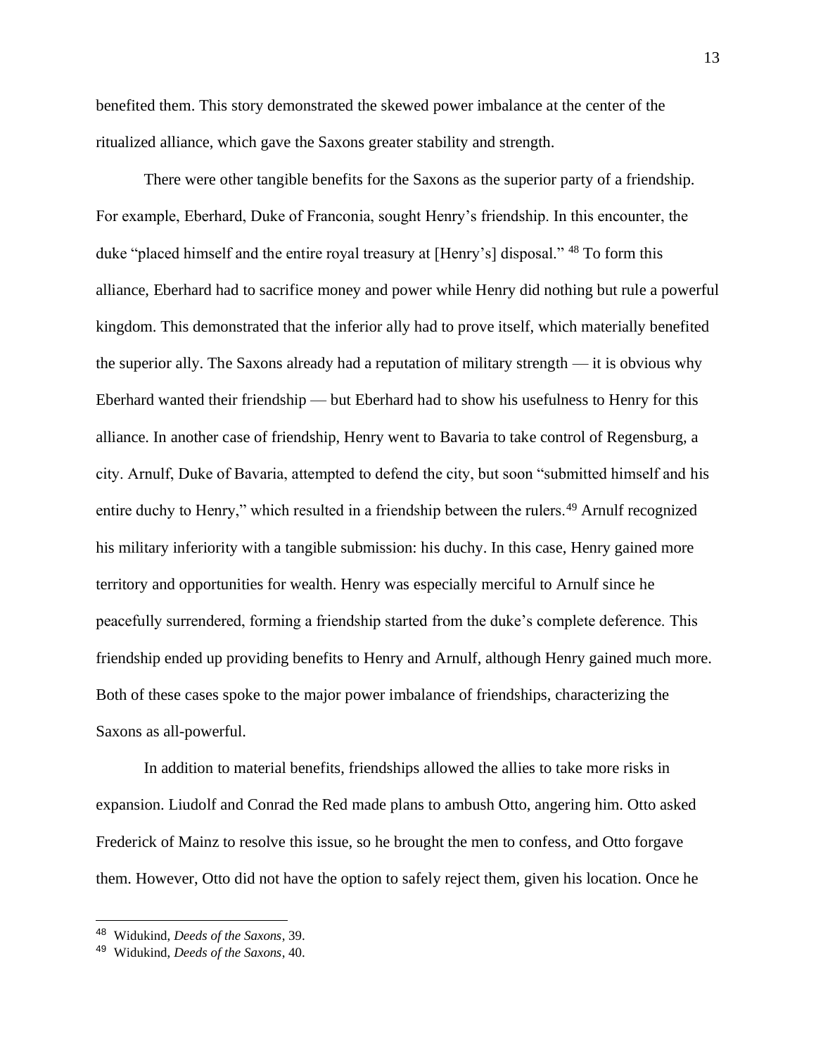benefited them. This story demonstrated the skewed power imbalance at the center of the ritualized alliance, which gave the Saxons greater stability and strength.

There were other tangible benefits for the Saxons as the superior party of a friendship. For example, Eberhard, Duke of Franconia, sought Henry's friendship. In this encounter, the duke "placed himself and the entire royal treasury at [Henry's] disposal." [48] To form this alliance, Eberhard had to sacrifice money and power while Henry did nothing but rule a powerful kingdom. This demonstrated that the inferior ally had to prove itself, which materially benefited the superior ally. The Saxons already had a reputation of military strength — it is obvious why Eberhard wanted their friendship — but Eberhard had to show his usefulness to Henry for this alliance. In another case of friendship, Henry went to Bavaria to take control of Regensburg, a city. Arnulf, Duke of Bavaria, attempted to defend the city, but soon "submitted himself and his entire duchy to Henry," which resulted in a friendship between the rulers.[49] Arnulf recognized his military inferiority with a tangible submission: his duchy. In this case, Henry gained more territory and opportunities for wealth. Henry was especially merciful to Arnulf since he peacefully surrendered, forming a friendship started from the duke's complete deference. This friendship ended up providing benefits to Henry and Arnulf, although Henry gained much more. Both of these cases spoke to the major power imbalance of friendships, characterizing the Saxons as all-powerful.

In addition to material benefits, friendships allowed the allies to take more risks in expansion. Liudolf and Conrad the Red made plans to ambush Otto, angering him. Otto asked Frederick of Mainz to resolve this issue, so he brought the men to confess, and Otto forgave them. However, Otto did not have the option to safely reject them, given his location. Once he

---

[48] Widukind, *Deeds of the Saxons*, 39.

[49] Widukind, *Deeds of the Saxons*, 40.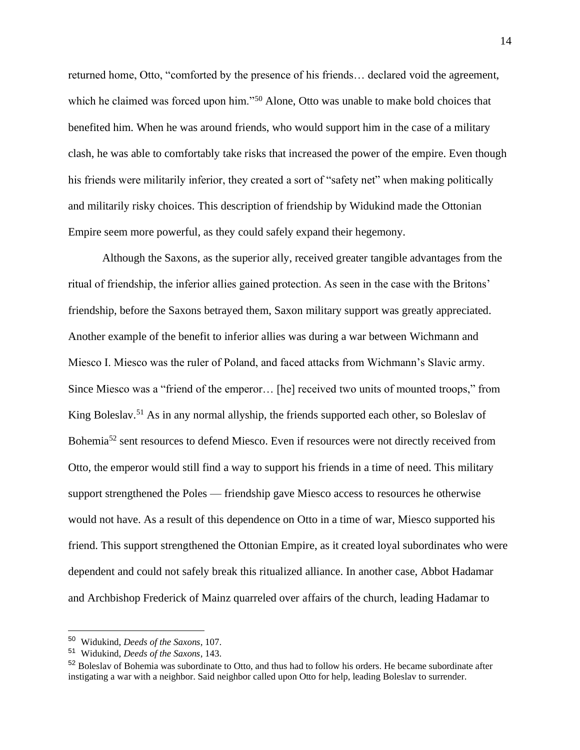returned home, Otto, "comforted by the presence of his friends… declared void the agreement, which he claimed was forced upon him."[50] Alone, Otto was unable to make bold choices that benefited him. When he was around friends, who would support him in the case of a military clash, he was able to comfortably take risks that increased the power of the empire. Even though his friends were militarily inferior, they created a sort of "safety net" when making politically and militarily risky choices. This description of friendship by Widukind made the Ottonian Empire seem more powerful, as they could safely expand their hegemony.

Although the Saxons, as the superior ally, received greater tangible advantages from the ritual of friendship, the inferior allies gained protection. As seen in the case with the Britons' friendship, before the Saxons betrayed them, Saxon military support was greatly appreciated. Another example of the benefit to inferior allies was during a war between Wichmann and Miesco I. Miesco was the ruler of Poland, and faced attacks from Wichmann's Slavic army. Since Miesco was a "friend of the emperor… [he] received two units of mounted troops," from King Boleslav.[51] As in any normal allyship, the friends supported each other, so Boleslav of Bohemia[52] sent resources to defend Miesco. Even if resources were not directly received from Otto, the emperor would still find a way to support his friends in a time of need. This military support strengthened the Poles — friendship gave Miesco access to resources he otherwise would not have. As a result of this dependence on Otto in a time of war, Miesco supported his friend. This support strengthened the Ottonian Empire, as it created loyal subordinates who were dependent and could not safely break this ritualized alliance. In another case, Abbot Hadamar and Archbishop Frederick of Mainz quarreled over affairs of the church, leading Hadamar to

---

[50] Widukind, *Deeds of the Saxons*, 107.

[51] Widukind, *Deeds of the Saxons*, 143.

[52] Boleslav of Bohemia was subordinate to Otto, and thus had to follow his orders. He became subordinate after instigating a war with a neighbor. Said neighbor called upon Otto for help, leading Boleslav to surrender.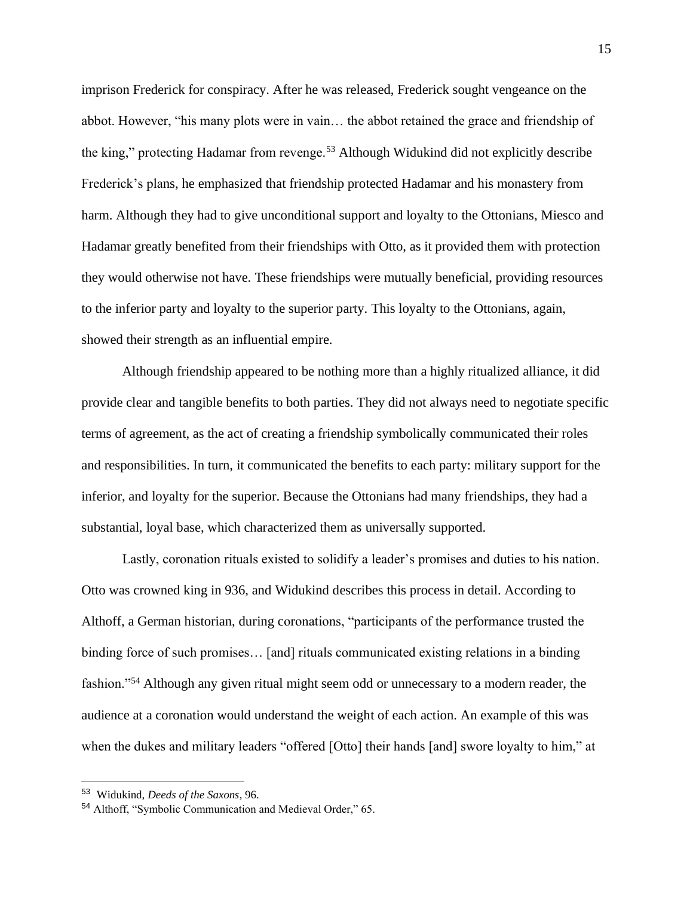imprison Frederick for conspiracy. After he was released, Frederick sought vengeance on the abbot. However, "his many plots were in vain… the abbot retained the grace and friendship of the king," protecting Hadamar from revenge.[53] Although Widukind did not explicitly describe Frederick's plans, he emphasized that friendship protected Hadamar and his monastery from harm. Although they had to give unconditional support and loyalty to the Ottonians, Miesco and Hadamar greatly benefited from their friendships with Otto, as it provided them with protection they would otherwise not have. These friendships were mutually beneficial, providing resources to the inferior party and loyalty to the superior party. This loyalty to the Ottonians, again, showed their strength as an influential empire.

Although friendship appeared to be nothing more than a highly ritualized alliance, it did provide clear and tangible benefits to both parties. They did not always need to negotiate specific terms of agreement, as the act of creating a friendship symbolically communicated their roles and responsibilities. In turn, it communicated the benefits to each party: military support for the inferior, and loyalty for the superior. Because the Ottonians had many friendships, they had a substantial, loyal base, which characterized them as universally supported.

Lastly, coronation rituals existed to solidify a leader's promises and duties to his nation. Otto was crowned king in 936, and Widukind describes this process in detail. According to Althoff, a German historian, during coronations, "participants of the performance trusted the binding force of such promises… [and] rituals communicated existing relations in a binding fashion."[54] Although any given ritual might seem odd or unnecessary to a modern reader, the audience at a coronation would understand the weight of each action. An example of this was when the dukes and military leaders "offered [Otto] their hands [and] swore loyalty to him," at

---

[53] Widukind, *Deeds of the Saxons*, 96.

[54] Althoff, "Symbolic Communication and Medieval Order," 65.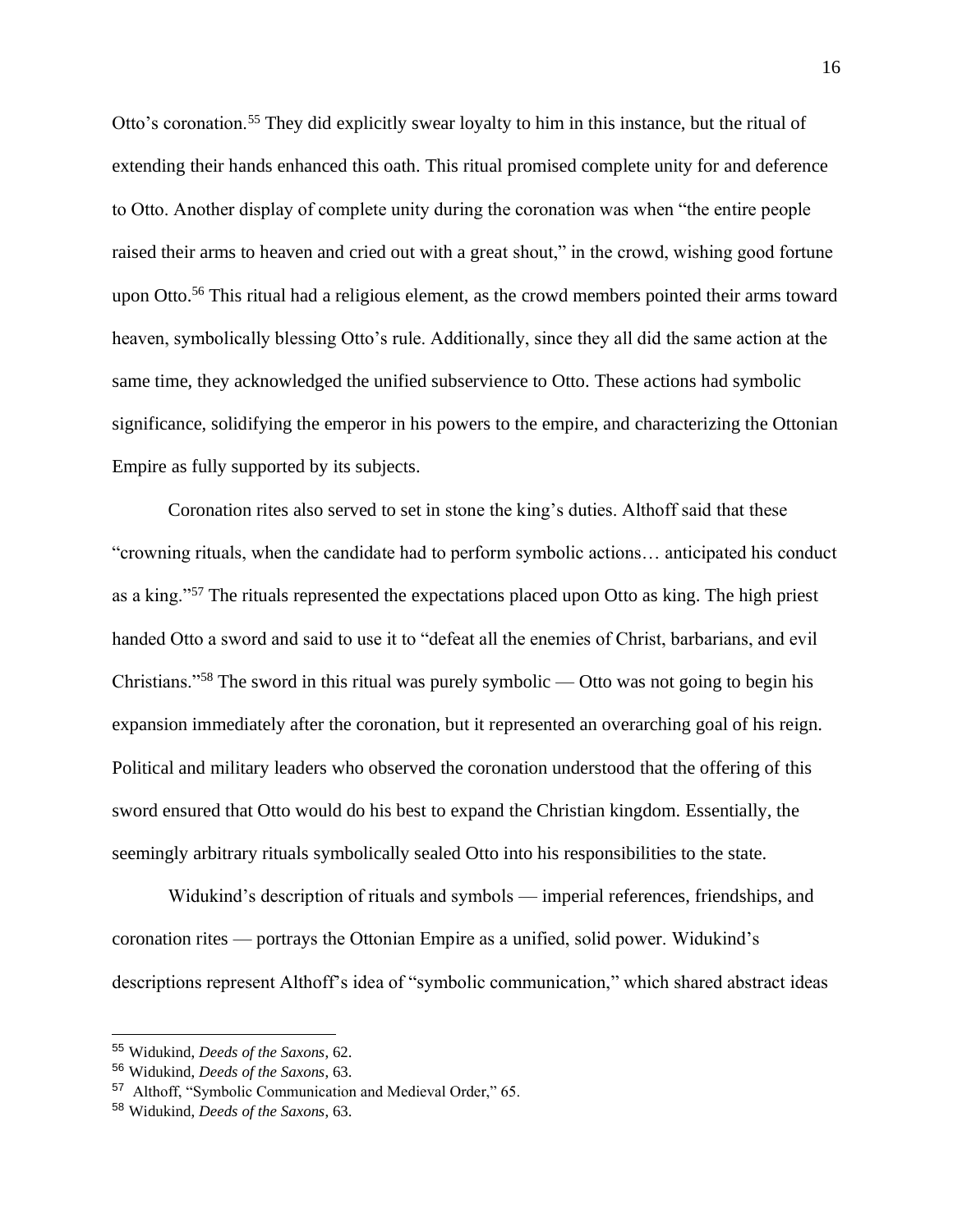Otto's coronation.[55] They did explicitly swear loyalty to him in this instance, but the ritual of extending their hands enhanced this oath. This ritual promised complete unity for and deference to Otto. Another display of complete unity during the coronation was when "the entire people raised their arms to heaven and cried out with a great shout," in the crowd, wishing good fortune upon Otto.[56] This ritual had a religious element, as the crowd members pointed their arms toward heaven, symbolically blessing Otto's rule. Additionally, since they all did the same action at the same time, they acknowledged the unified subservience to Otto. These actions had symbolic significance, solidifying the emperor in his powers to the empire, and characterizing the Ottonian Empire as fully supported by its subjects.

Coronation rites also served to set in stone the king's duties. Althoff said that these "crowning rituals, when the candidate had to perform symbolic actions… anticipated his conduct as a king."[57] The rituals represented the expectations placed upon Otto as king. The high priest handed Otto a sword and said to use it to "defeat all the enemies of Christ, barbarians, and evil Christians."[58] The sword in this ritual was purely symbolic — Otto was not going to begin his expansion immediately after the coronation, but it represented an overarching goal of his reign. Political and military leaders who observed the coronation understood that the offering of this sword ensured that Otto would do his best to expand the Christian kingdom. Essentially, the seemingly arbitrary rituals symbolically sealed Otto into his responsibilities to the state.

Widukind's description of rituals and symbols — imperial references, friendships, and coronation rites — portrays the Ottonian Empire as a unified, solid power. Widukind's descriptions represent Althoff's idea of "symbolic communication," which shared abstract ideas

---

[55] Widukind, *Deeds of the Saxons*, 62.

[56] Widukind, *Deeds of the Saxons*, 63.

[57] Althoff, "Symbolic Communication and Medieval Order," 65.

[58] Widukind, *Deeds of the Saxons*, 63.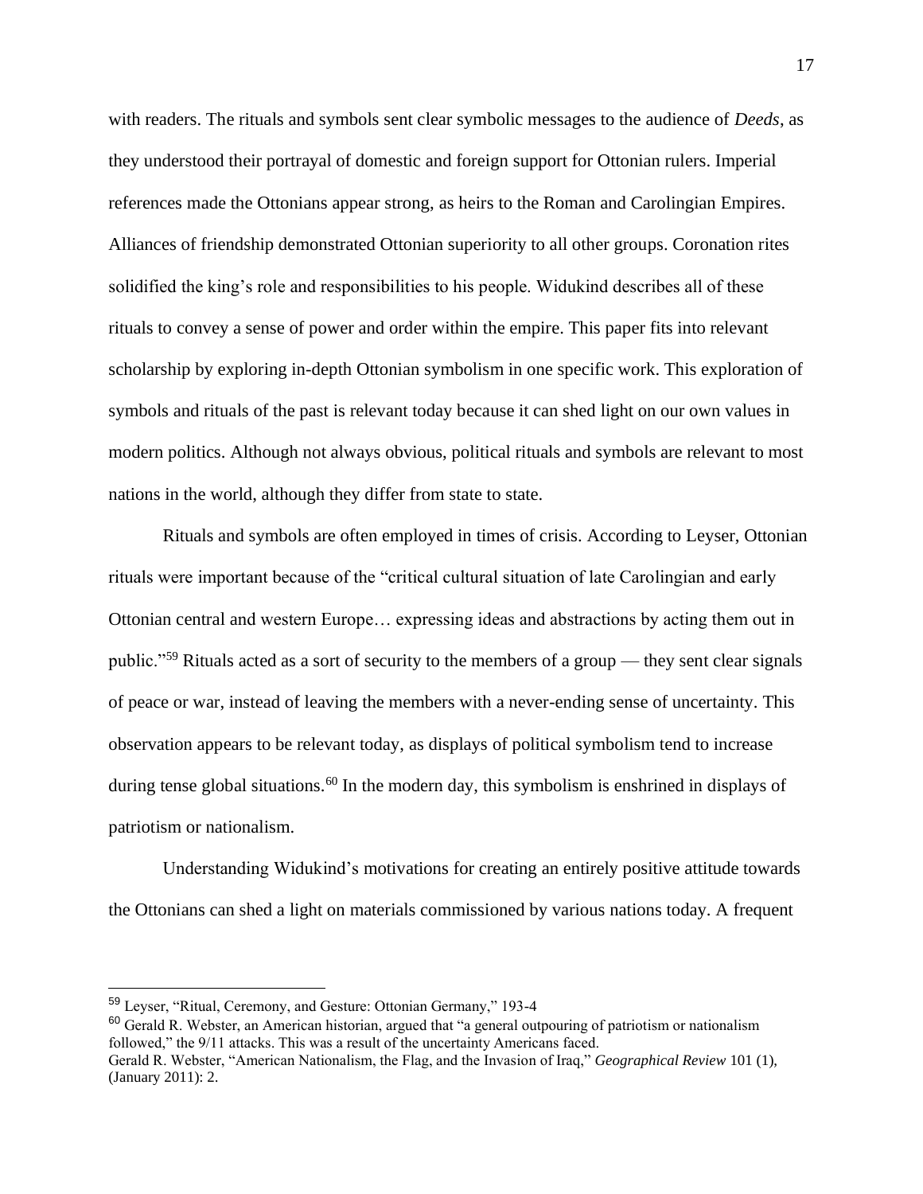with readers. The rituals and symbols sent clear symbolic messages to the audience of *Deeds*, as they understood their portrayal of domestic and foreign support for Ottonian rulers. Imperial references made the Ottonians appear strong, as heirs to the Roman and Carolingian Empires. Alliances of friendship demonstrated Ottonian superiority to all other groups. Coronation rites solidified the king's role and responsibilities to his people. Widukind describes all of these rituals to convey a sense of power and order within the empire. This paper fits into relevant scholarship by exploring in-depth Ottonian symbolism in one specific work. This exploration of symbols and rituals of the past is relevant today because it can shed light on our own values in modern politics. Although not always obvious, political rituals and symbols are relevant to most nations in the world, although they differ from state to state.

Rituals and symbols are often employed in times of crisis. According to Leyser, Ottonian rituals were important because of the "critical cultural situation of late Carolingian and early Ottonian central and western Europe… expressing ideas and abstractions by acting them out in public."[59] Rituals acted as a sort of security to the members of a group — they sent clear signals of peace or war, instead of leaving the members with a never-ending sense of uncertainty. This observation appears to be relevant today, as displays of political symbolism tend to increase during tense global situations.[60] In the modern day, this symbolism is enshrined in displays of patriotism or nationalism.

Understanding Widukind's motivations for creating an entirely positive attitude towards the Ottonians can shed a light on materials commissioned by various nations today. A frequent

---

[59] Leyser, "Ritual, Ceremony, and Gesture: Ottonian Germany," 193-4

[60] Gerald R. Webster, an American historian, argued that "a general outpouring of patriotism or nationalism followed," the 9/11 attacks. This was a result of the uncertainty Americans faced.
Gerald R. Webster, "American Nationalism, the Flag, and the Invasion of Iraq," *Geographical Review* 101 (1), (January 2011): 2.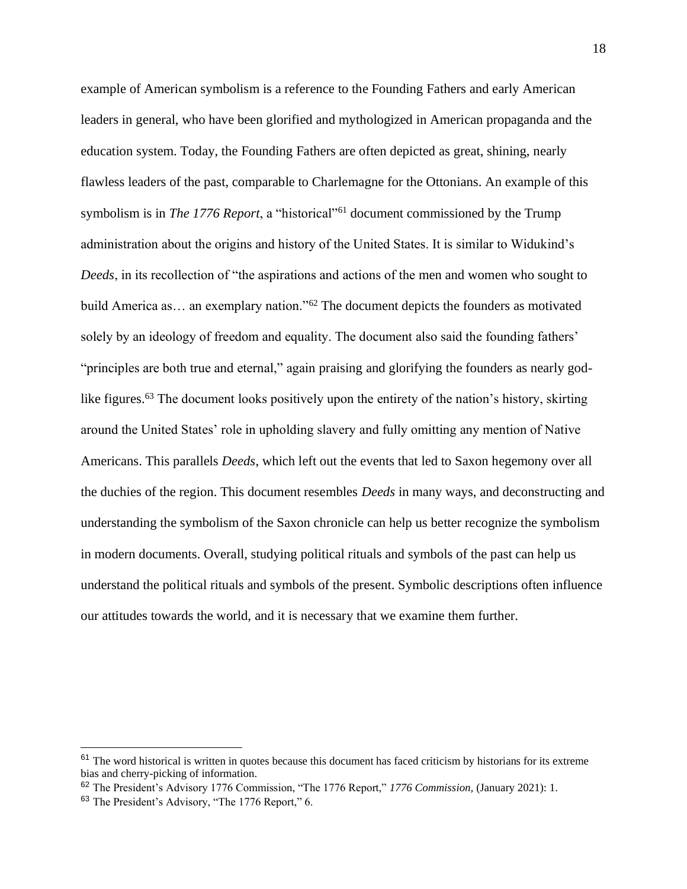example of American symbolism is a reference to the Founding Fathers and early American leaders in general, who have been glorified and mythologized in American propaganda and the education system. Today, the Founding Fathers are often depicted as great, shining, nearly flawless leaders of the past, comparable to Charlemagne for the Ottonians. An example of this symbolism is in *The 1776 Report*, a "historical"[61] document commissioned by the Trump administration about the origins and history of the United States. It is similar to Widukind's *Deeds*, in its recollection of "the aspirations and actions of the men and women who sought to build America as… an exemplary nation."[62] The document depicts the founders as motivated solely by an ideology of freedom and equality. The document also said the founding fathers' "principles are both true and eternal," again praising and glorifying the founders as nearly god-like figures.[63] The document looks positively upon the entirety of the nation's history, skirting around the United States' role in upholding slavery and fully omitting any mention of Native Americans. This parallels *Deeds*, which left out the events that led to Saxon hegemony over all the duchies of the region. This document resembles *Deeds* in many ways, and deconstructing and understanding the symbolism of the Saxon chronicle can help us better recognize the symbolism in modern documents. Overall, studying political rituals and symbols of the past can help us understand the political rituals and symbols of the present. Symbolic descriptions often influence our attitudes towards the world, and it is necessary that we examine them further.

---

[61] The word historical is written in quotes because this document has faced criticism by historians for its extreme bias and cherry-picking of information.

[62] The President's Advisory 1776 Commission, "The 1776 Report," *1776 Commission,* (January 2021): 1.

[63] The President's Advisory, "The 1776 Report," 6.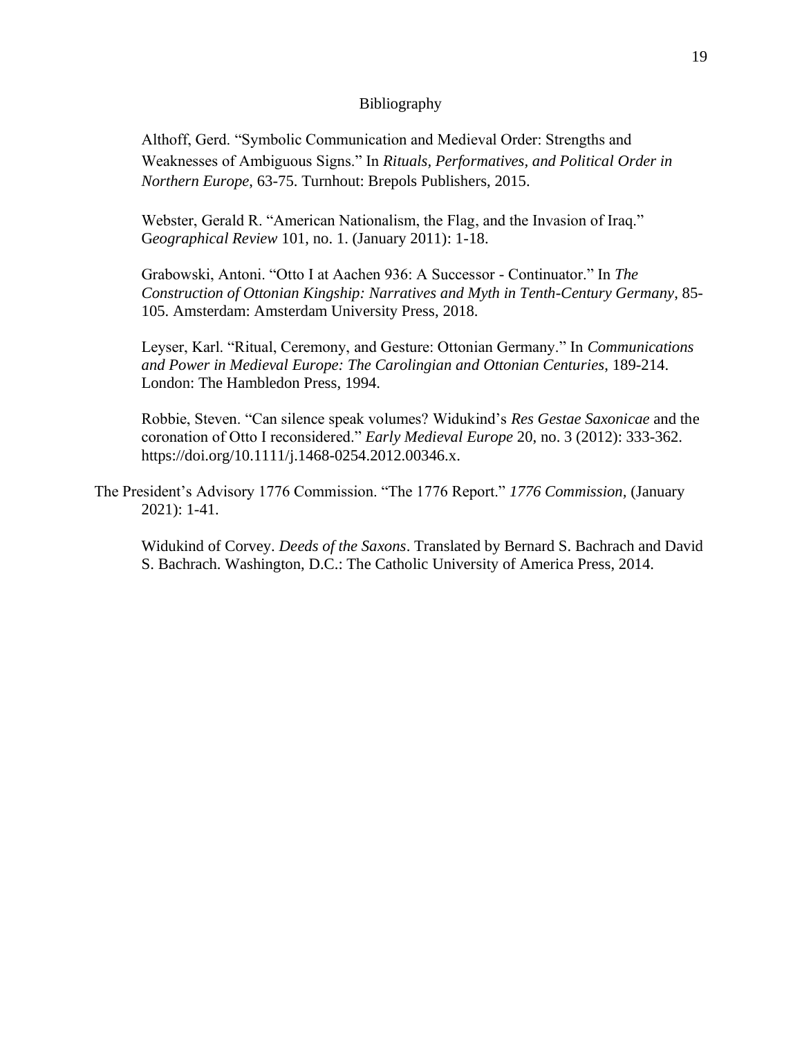# Bibliography

Althoff, Gerd. "Symbolic Communication and Medieval Order: Strengths and Weaknesses of Ambiguous Signs." In *Rituals, Performatives, and Political Order in Northern Europe*, 63-75. Turnhout: Brepols Publishers, 2015.

Webster, Gerald R. "American Nationalism, the Flag, and the Invasion of Iraq." G*eographical Review* 101, no. 1. (January 2011): 1-18.

Grabowski, Antoni. "Otto I at Aachen 936: A Successor - Continuator." In *The Construction of Ottonian Kingship: Narratives and Myth in Tenth-Century Germany*, 85-105. Amsterdam: Amsterdam University Press, 2018.

Leyser, Karl. "Ritual, Ceremony, and Gesture: Ottonian Germany." In *Communications and Power in Medieval Europe: The Carolingian and Ottonian Centuries*, 189-214. London: The Hambledon Press, 1994.

Robbie, Steven. "Can silence speak volumes? Widukind's *Res Gestae Saxonicae* and the coronation of Otto I reconsidered." *Early Medieval Europe* 20, no. 3 (2012): 333-362. https://doi.org/10.1111/j.1468-0254.2012.00346.x.

The President's Advisory 1776 Commission. "The 1776 Report." *1776 Commission,* (January 2021): 1-41.

Widukind of Corvey. *Deeds of the Saxons*. Translated by Bernard S. Bachrach and David S. Bachrach. Washington, D.C.: The Catholic University of America Press, 2014.